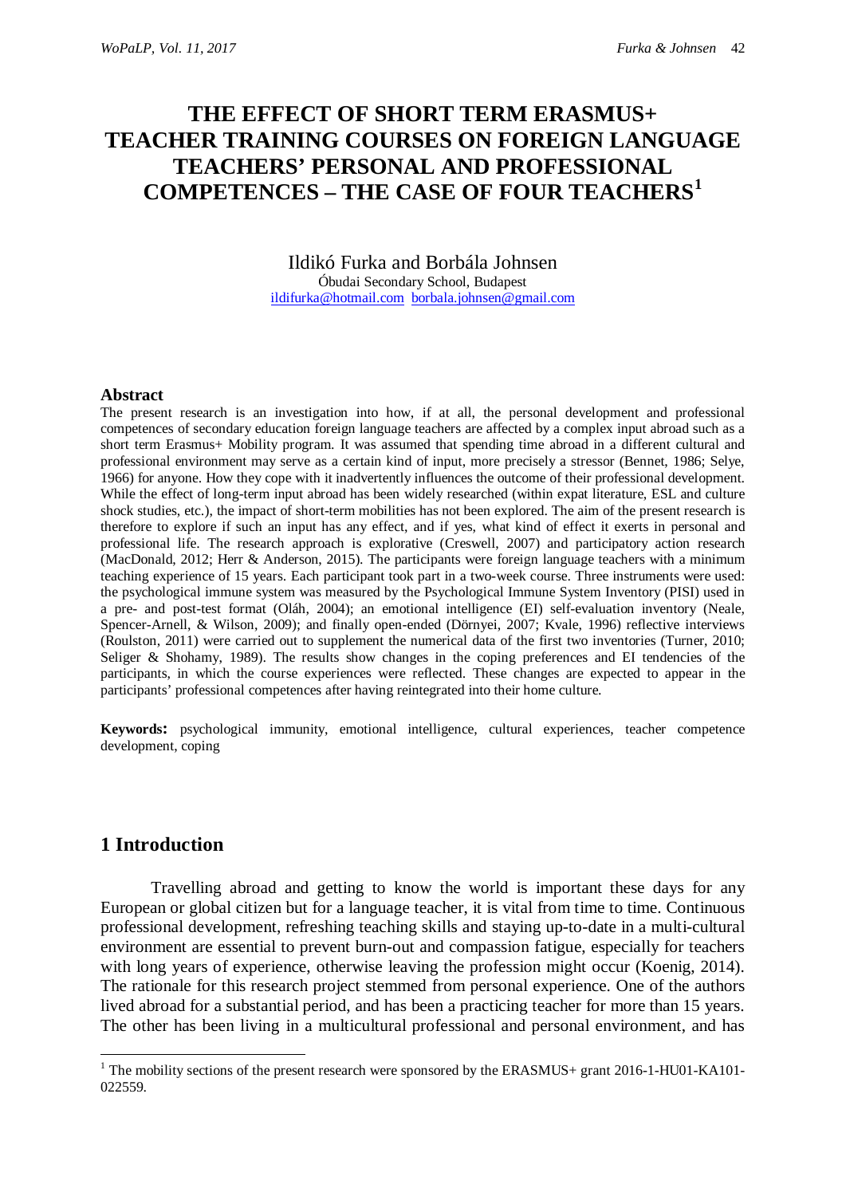# THE EFFECT OF SHORT TERM ERASMUS+ TEACHER TRAINING COURSES ON FOREIGN LANGUAGE TEACHERS' PERSONAL AND PROFESSIONAL COMPETENCES – THE CASE OF FOUR TEACHERS[1]

Ildikó Furka and Borbála Johnsen
Óbudai Secondary School, Budapest
ildifurka@hotmail.com borbala.johnsen@gmail.com

## Abstract

The present research is an investigation into how, if at all, the personal development and professional competences of secondary education foreign language teachers are affected by a complex input abroad such as a short term Erasmus+ Mobility program. It was assumed that spending time abroad in a different cultural and professional environment may serve as a certain kind of input, more precisely a stressor (Bennet, 1986; Selye, 1966) for anyone. How they cope with it inadvertently influences the outcome of their professional development. While the effect of long-term input abroad has been widely researched (within expat literature, ESL and culture shock studies, etc.), the impact of short-term mobilities has not been explored. The aim of the present research is therefore to explore if such an input has any effect, and if yes, what kind of effect it exerts in personal and professional life. The research approach is explorative (Creswell, 2007) and participatory action research (MacDonald, 2012; Herr & Anderson, 2015). The participants were foreign language teachers with a minimum teaching experience of 15 years. Each participant took part in a two-week course. Three instruments were used: the psychological immune system was measured by the Psychological Immune System Inventory (PISI) used in a pre- and post-test format (Oláh, 2004); an emotional intelligence (EI) self-evaluation inventory (Neale, Spencer-Arnell, & Wilson, 2009); and finally open-ended (Dörnyei, 2007; Kvale, 1996) reflective interviews (Roulston, 2011) were carried out to supplement the numerical data of the first two inventories (Turner, 2010; Seliger & Shohamy, 1989). The results show changes in the coping preferences and EI tendencies of the participants, in which the course experiences were reflected. These changes are expected to appear in the participants' professional competences after having reintegrated into their home culture.

**Keywords:** psychological immunity, emotional intelligence, cultural experiences, teacher competence development, coping

## 1 Introduction

Travelling abroad and getting to know the world is important these days for any European or global citizen but for a language teacher, it is vital from time to time. Continuous professional development, refreshing teaching skills and staying up-to-date in a multi-cultural environment are essential to prevent burn-out and compassion fatigue, especially for teachers with long years of experience, otherwise leaving the profession might occur (Koenig, 2014). The rationale for this research project stemmed from personal experience. One of the authors lived abroad for a substantial period, and has been a practicing teacher for more than 15 years. The other has been living in a multicultural professional and personal environment, and has

[1] The mobility sections of the present research were sponsored by the ERASMUS+ grant 2016-1-HU01-KA101-022559.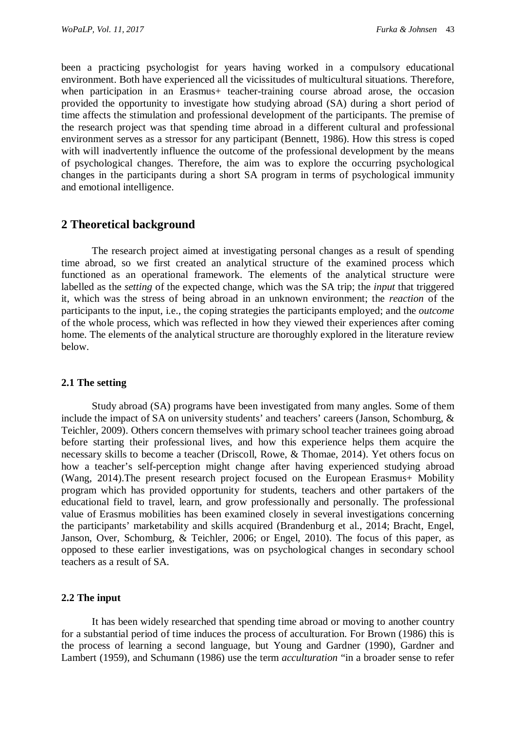been a practicing psychologist for years having worked in a compulsory educational environment. Both have experienced all the vicissitudes of multicultural situations. Therefore, when participation in an Erasmus+ teacher-training course abroad arose, the occasion provided the opportunity to investigate how studying abroad (SA) during a short period of time affects the stimulation and professional development of the participants. The premise of the research project was that spending time abroad in a different cultural and professional environment serves as a stressor for any participant (Bennett, 1986). How this stress is coped with will inadvertently influence the outcome of the professional development by the means of psychological changes. Therefore, the aim was to explore the occurring psychological changes in the participants during a short SA program in terms of psychological immunity and emotional intelligence.

## 2 Theoretical background

The research project aimed at investigating personal changes as a result of spending time abroad, so we first created an analytical structure of the examined process which functioned as an operational framework. The elements of the analytical structure were labelled as the *setting* of the expected change, which was the SA trip; the *input* that triggered it, which was the stress of being abroad in an unknown environment; the *reaction* of the participants to the input, i.e., the coping strategies the participants employed; and the *outcome* of the whole process, which was reflected in how they viewed their experiences after coming home. The elements of the analytical structure are thoroughly explored in the literature review below.

### 2.1 The setting

Study abroad (SA) programs have been investigated from many angles. Some of them include the impact of SA on university students' and teachers' careers (Janson, Schomburg, & Teichler, 2009). Others concern themselves with primary school teacher trainees going abroad before starting their professional lives, and how this experience helps them acquire the necessary skills to become a teacher (Driscoll, Rowe, & Thomae, 2014). Yet others focus on how a teacher's self-perception might change after having experienced studying abroad (Wang, 2014).The present research project focused on the European Erasmus+ Mobility program which has provided opportunity for students, teachers and other partakers of the educational field to travel, learn, and grow professionally and personally. The professional value of Erasmus mobilities has been examined closely in several investigations concerning the participants' marketability and skills acquired (Brandenburg et al., 2014; Bracht, Engel, Janson, Over, Schomburg, & Teichler, 2006; or Engel, 2010). The focus of this paper, as opposed to these earlier investigations, was on psychological changes in secondary school teachers as a result of SA.

### 2.2 The input

It has been widely researched that spending time abroad or moving to another country for a substantial period of time induces the process of acculturation. For Brown (1986) this is the process of learning a second language, but Young and Gardner (1990), Gardner and Lambert (1959), and Schumann (1986) use the term *acculturation* "in a broader sense to refer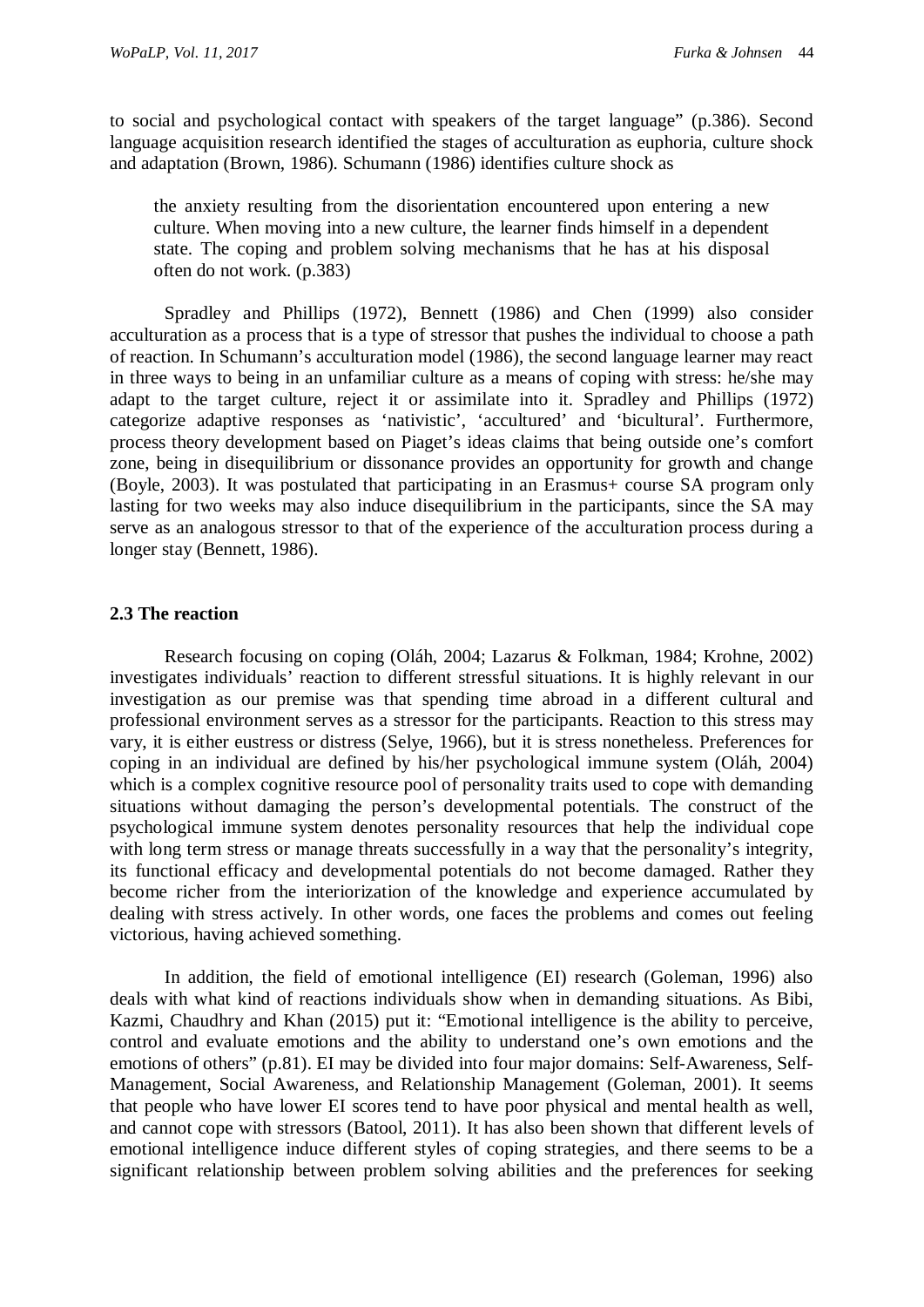to social and psychological contact with speakers of the target language" (p.386). Second language acquisition research identified the stages of acculturation as euphoria, culture shock and adaptation (Brown, 1986). Schumann (1986) identifies culture shock as

> the anxiety resulting from the disorientation encountered upon entering a new culture. When moving into a new culture, the learner finds himself in a dependent state. The coping and problem solving mechanisms that he has at his disposal often do not work. (p.383)

Spradley and Phillips (1972), Bennett (1986) and Chen (1999) also consider acculturation as a process that is a type of stressor that pushes the individual to choose a path of reaction. In Schumann's acculturation model (1986), the second language learner may react in three ways to being in an unfamiliar culture as a means of coping with stress: he/she may adapt to the target culture, reject it or assimilate into it. Spradley and Phillips (1972) categorize adaptive responses as 'nativistic', 'accultured' and 'bicultural'. Furthermore, process theory development based on Piaget's ideas claims that being outside one's comfort zone, being in disequilibrium or dissonance provides an opportunity for growth and change (Boyle, 2003). It was postulated that participating in an Erasmus+ course SA program only lasting for two weeks may also induce disequilibrium in the participants, since the SA may serve as an analogous stressor to that of the experience of the acculturation process during a longer stay (Bennett, 1986).

### 2.3 The reaction

Research focusing on coping (Oláh, 2004; Lazarus & Folkman, 1984; Krohne, 2002) investigates individuals' reaction to different stressful situations. It is highly relevant in our investigation as our premise was that spending time abroad in a different cultural and professional environment serves as a stressor for the participants. Reaction to this stress may vary, it is either eustress or distress (Selye, 1966), but it is stress nonetheless. Preferences for coping in an individual are defined by his/her psychological immune system (Oláh, 2004) which is a complex cognitive resource pool of personality traits used to cope with demanding situations without damaging the person's developmental potentials. The construct of the psychological immune system denotes personality resources that help the individual cope with long term stress or manage threats successfully in a way that the personality's integrity, its functional efficacy and developmental potentials do not become damaged. Rather they become richer from the interiorization of the knowledge and experience accumulated by dealing with stress actively. In other words, one faces the problems and comes out feeling victorious, having achieved something.

In addition, the field of emotional intelligence (EI) research (Goleman, 1996) also deals with what kind of reactions individuals show when in demanding situations. As Bibi, Kazmi, Chaudhry and Khan (2015) put it: "Emotional intelligence is the ability to perceive, control and evaluate emotions and the ability to understand one's own emotions and the emotions of others" (p.81). EI may be divided into four major domains: Self-Awareness, Self-Management, Social Awareness, and Relationship Management (Goleman, 2001). It seems that people who have lower EI scores tend to have poor physical and mental health as well, and cannot cope with stressors (Batool, 2011). It has also been shown that different levels of emotional intelligence induce different styles of coping strategies, and there seems to be a significant relationship between problem solving abilities and the preferences for seeking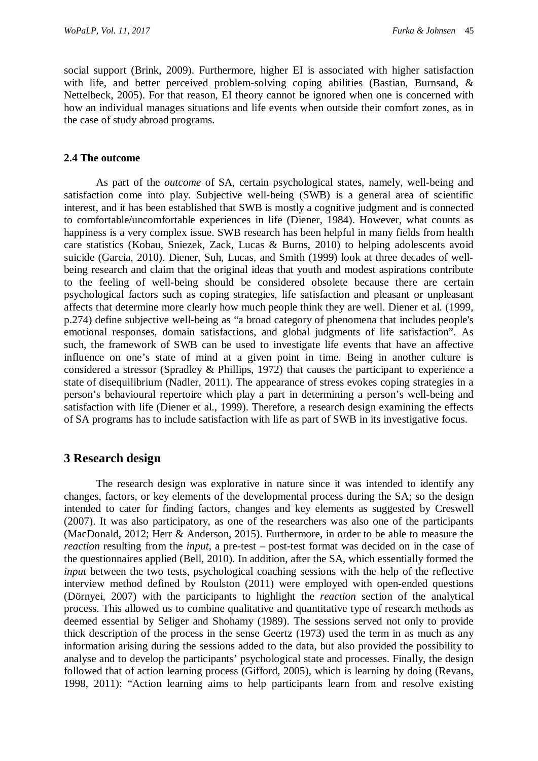social support (Brink, 2009). Furthermore, higher EI is associated with higher satisfaction with life, and better perceived problem-solving coping abilities (Bastian, Burnsand, & Nettelbeck, 2005). For that reason, EI theory cannot be ignored when one is concerned with how an individual manages situations and life events when outside their comfort zones, as in the case of study abroad programs.

### 2.4 The outcome

As part of the *outcome* of SA, certain psychological states, namely, well-being and satisfaction come into play. Subjective well-being (SWB) is a general area of scientific interest, and it has been established that SWB is mostly a cognitive judgment and is connected to comfortable/uncomfortable experiences in life (Diener, 1984). However, what counts as happiness is a very complex issue. SWB research has been helpful in many fields from health care statistics (Kobau, Sniezek, Zack, Lucas & Burns, 2010) to helping adolescents avoid suicide (Garcia, 2010). Diener, Suh, Lucas, and Smith (1999) look at three decades of well-being research and claim that the original ideas that youth and modest aspirations contribute to the feeling of well-being should be considered obsolete because there are certain psychological factors such as coping strategies, life satisfaction and pleasant or unpleasant affects that determine more clearly how much people think they are well. Diener et al. (1999, p.274) define subjective well-being as "a broad category of phenomena that includes people's emotional responses, domain satisfactions, and global judgments of life satisfaction". As such, the framework of SWB can be used to investigate life events that have an affective influence on one's state of mind at a given point in time. Being in another culture is considered a stressor (Spradley & Phillips, 1972) that causes the participant to experience a state of disequilibrium (Nadler, 2011). The appearance of stress evokes coping strategies in a person's behavioural repertoire which play a part in determining a person's well-being and satisfaction with life (Diener et al., 1999). Therefore, a research design examining the effects of SA programs has to include satisfaction with life as part of SWB in its investigative focus.

## 3 Research design

The research design was explorative in nature since it was intended to identify any changes, factors, or key elements of the developmental process during the SA; so the design intended to cater for finding factors, changes and key elements as suggested by Creswell (2007). It was also participatory, as one of the researchers was also one of the participants (MacDonald, 2012; Herr & Anderson, 2015). Furthermore, in order to be able to measure the *reaction* resulting from the *input*, a pre-test – post-test format was decided on in the case of the questionnaires applied (Bell, 2010). In addition, after the SA, which essentially formed the *input* between the two tests, psychological coaching sessions with the help of the reflective interview method defined by Roulston (2011) were employed with open-ended questions (Dörnyei, 2007) with the participants to highlight the *reaction* section of the analytical process. This allowed us to combine qualitative and quantitative type of research methods as deemed essential by Seliger and Shohamy (1989). The sessions served not only to provide thick description of the process in the sense Geertz (1973) used the term in as much as any information arising during the sessions added to the data, but also provided the possibility to analyse and to develop the participants' psychological state and processes. Finally, the design followed that of action learning process (Gifford, 2005), which is learning by doing (Revans, 1998, 2011): "Action learning aims to help participants learn from and resolve existing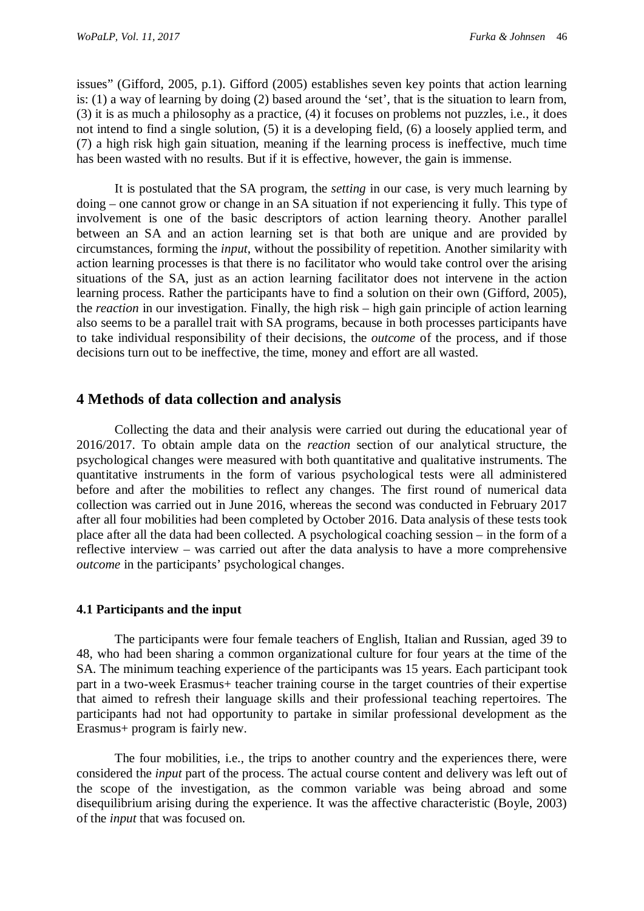issues" (Gifford, 2005, p.1). Gifford (2005) establishes seven key points that action learning is: (1) a way of learning by doing (2) based around the 'set', that is the situation to learn from, (3) it is as much a philosophy as a practice, (4) it focuses on problems not puzzles, i.e., it does not intend to find a single solution, (5) it is a developing field, (6) a loosely applied term, and (7) a high risk high gain situation, meaning if the learning process is ineffective, much time has been wasted with no results. But if it is effective, however, the gain is immense.

It is postulated that the SA program, the *setting* in our case, is very much learning by doing – one cannot grow or change in an SA situation if not experiencing it fully. This type of involvement is one of the basic descriptors of action learning theory. Another parallel between an SA and an action learning set is that both are unique and are provided by circumstances, forming the *input*, without the possibility of repetition. Another similarity with action learning processes is that there is no facilitator who would take control over the arising situations of the SA, just as an action learning facilitator does not intervene in the action learning process. Rather the participants have to find a solution on their own (Gifford, 2005), the *reaction* in our investigation. Finally, the high risk – high gain principle of action learning also seems to be a parallel trait with SA programs, because in both processes participants have to take individual responsibility of their decisions, the *outcome* of the process, and if those decisions turn out to be ineffective, the time, money and effort are all wasted.

## 4 Methods of data collection and analysis

Collecting the data and their analysis were carried out during the educational year of 2016/2017. To obtain ample data on the *reaction* section of our analytical structure, the psychological changes were measured with both quantitative and qualitative instruments. The quantitative instruments in the form of various psychological tests were all administered before and after the mobilities to reflect any changes. The first round of numerical data collection was carried out in June 2016, whereas the second was conducted in February 2017 after all four mobilities had been completed by October 2016. Data analysis of these tests took place after all the data had been collected. A psychological coaching session – in the form of a reflective interview – was carried out after the data analysis to have a more comprehensive *outcome* in the participants' psychological changes.

### 4.1 Participants and the input

The participants were four female teachers of English, Italian and Russian, aged 39 to 48, who had been sharing a common organizational culture for four years at the time of the SA. The minimum teaching experience of the participants was 15 years. Each participant took part in a two-week Erasmus+ teacher training course in the target countries of their expertise that aimed to refresh their language skills and their professional teaching repertoires. The participants had not had opportunity to partake in similar professional development as the Erasmus+ program is fairly new.

The four mobilities, i.e., the trips to another country and the experiences there, were considered the *input* part of the process. The actual course content and delivery was left out of the scope of the investigation, as the common variable was being abroad and some disequilibrium arising during the experience. It was the affective characteristic (Boyle, 2003) of the *input* that was focused on.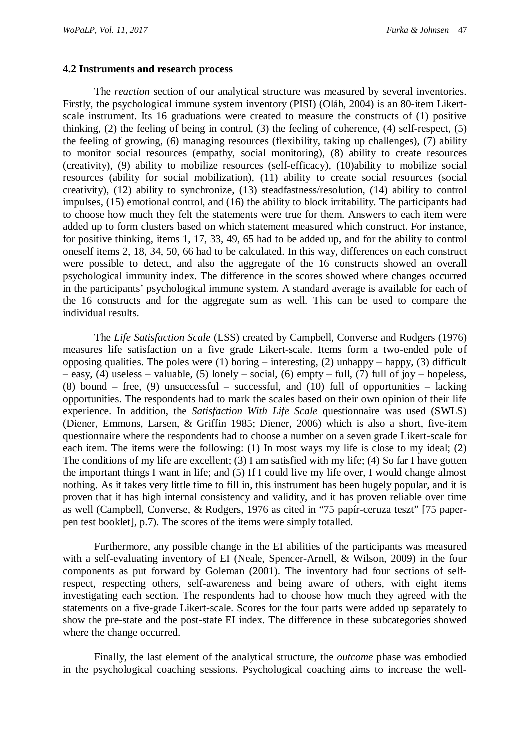### 4.2 Instruments and research process

The *reaction* section of our analytical structure was measured by several inventories. Firstly, the psychological immune system inventory (PISI) (Oláh, 2004) is an 80-item Likert-scale instrument. Its 16 graduations were created to measure the constructs of (1) positive thinking, (2) the feeling of being in control, (3) the feeling of coherence, (4) self-respect, (5) the feeling of growing, (6) managing resources (flexibility, taking up challenges), (7) ability to monitor social resources (empathy, social monitoring), (8) ability to create resources (creativity), (9) ability to mobilize resources (self-efficacy), (10)ability to mobilize social resources (ability for social mobilization), (11) ability to create social resources (social creativity), (12) ability to synchronize, (13) steadfastness/resolution, (14) ability to control impulses, (15) emotional control, and (16) the ability to block irritability. The participants had to choose how much they felt the statements were true for them. Answers to each item were added up to form clusters based on which statement measured which construct. For instance, for positive thinking, items 1, 17, 33, 49, 65 had to be added up, and for the ability to control oneself items 2, 18, 34, 50, 66 had to be calculated. In this way, differences on each construct were possible to detect, and also the aggregate of the 16 constructs showed an overall psychological immunity index. The difference in the scores showed where changes occurred in the participants' psychological immune system. A standard average is available for each of the 16 constructs and for the aggregate sum as well. This can be used to compare the individual results.

The *Life Satisfaction Scale* (LSS) created by Campbell, Converse and Rodgers (1976) measures life satisfaction on a five grade Likert-scale. Items form a two-ended pole of opposing qualities. The poles were (1) boring – interesting, (2) unhappy – happy, (3) difficult – easy, (4) useless – valuable, (5) lonely – social, (6) empty – full, (7) full of joy – hopeless, (8) bound – free, (9) unsuccessful – successful, and (10) full of opportunities – lacking opportunities. The respondents had to mark the scales based on their own opinion of their life experience. In addition, the *Satisfaction With Life Scale* questionnaire was used (SWLS) (Diener, Emmons, Larsen, & Griffin 1985; Diener, 2006) which is also a short, five-item questionnaire where the respondents had to choose a number on a seven grade Likert-scale for each item. The items were the following: (1) In most ways my life is close to my ideal; (2) The conditions of my life are excellent; (3) I am satisfied with my life; (4) So far I have gotten the important things I want in life; and (5) If I could live my life over, I would change almost nothing. As it takes very little time to fill in, this instrument has been hugely popular, and it is proven that it has high internal consistency and validity, and it has proven reliable over time as well (Campbell, Converse, & Rodgers, 1976 as cited in "75 papír-ceruza teszt" [75 paper-pen test booklet], p.7). The scores of the items were simply totalled.

Furthermore, any possible change in the EI abilities of the participants was measured with a self-evaluating inventory of EI (Neale, Spencer-Arnell, & Wilson, 2009) in the four components as put forward by Goleman (2001). The inventory had four sections of self-respect, respecting others, self-awareness and being aware of others, with eight items investigating each section. The respondents had to choose how much they agreed with the statements on a five-grade Likert-scale. Scores for the four parts were added up separately to show the pre-state and the post-state EI index. The difference in these subcategories showed where the change occurred.

Finally, the last element of the analytical structure, the *outcome* phase was embodied in the psychological coaching sessions. Psychological coaching aims to increase the well-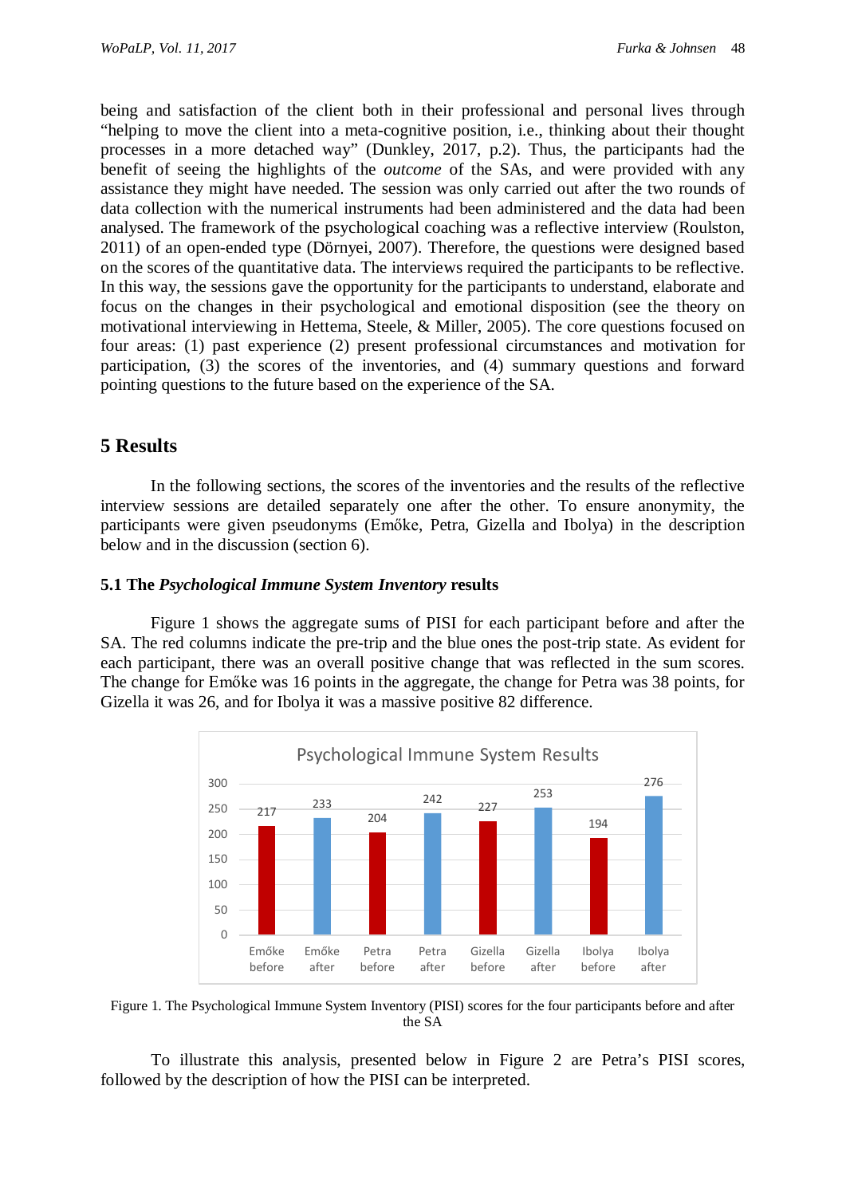being and satisfaction of the client both in their professional and personal lives through "helping to move the client into a meta-cognitive position, i.e., thinking about their thought processes in a more detached way" (Dunkley, 2017, p.2). Thus, the participants had the benefit of seeing the highlights of the *outcome* of the SAs, and were provided with any assistance they might have needed. The session was only carried out after the two rounds of data collection with the numerical instruments had been administered and the data had been analysed. The framework of the psychological coaching was a reflective interview (Roulston, 2011) of an open-ended type (Dörnyei, 2007). Therefore, the questions were designed based on the scores of the quantitative data. The interviews required the participants to be reflective. In this way, the sessions gave the opportunity for the participants to understand, elaborate and focus on the changes in their psychological and emotional disposition (see the theory on motivational interviewing in Hettema, Steele, & Miller, 2005). The core questions focused on four areas: (1) past experience (2) present professional circumstances and motivation for participation, (3) the scores of the inventories, and (4) summary questions and forward pointing questions to the future based on the experience of the SA.

## 5 Results

In the following sections, the scores of the inventories and the results of the reflective interview sessions are detailed separately one after the other. To ensure anonymity, the participants were given pseudonyms (Emőke, Petra, Gizella and Ibolya) in the description below and in the discussion (section 6).

### 5.1 The *Psychological Immune System Inventory* results

Figure 1 shows the aggregate sums of PISI for each participant before and after the SA. The red columns indicate the pre-trip and the blue ones the post-trip state. As evident for each participant, there was an overall positive change that was reflected in the sum scores. The change for Emőke was 16 points in the aggregate, the change for Petra was 38 points, for Gizella it was 26, and for Ibolya it was a massive positive 82 difference.

Psychological Immune System Results

| Emőke before | Emőke after | Petra before | Petra after | Gizella before | Gizella after | Ibolya before | Ibolya after |
|---|---|---|---|---|---|---|---|
| 217 | 233 | 204 | 242 | 227 | 253 | 194 | 276 |

Figure 1. The Psychological Immune System Inventory (PISI) scores for the four participants before and after the SA

To illustrate this analysis, presented below in Figure 2 are Petra's PISI scores, followed by the description of how the PISI can be interpreted.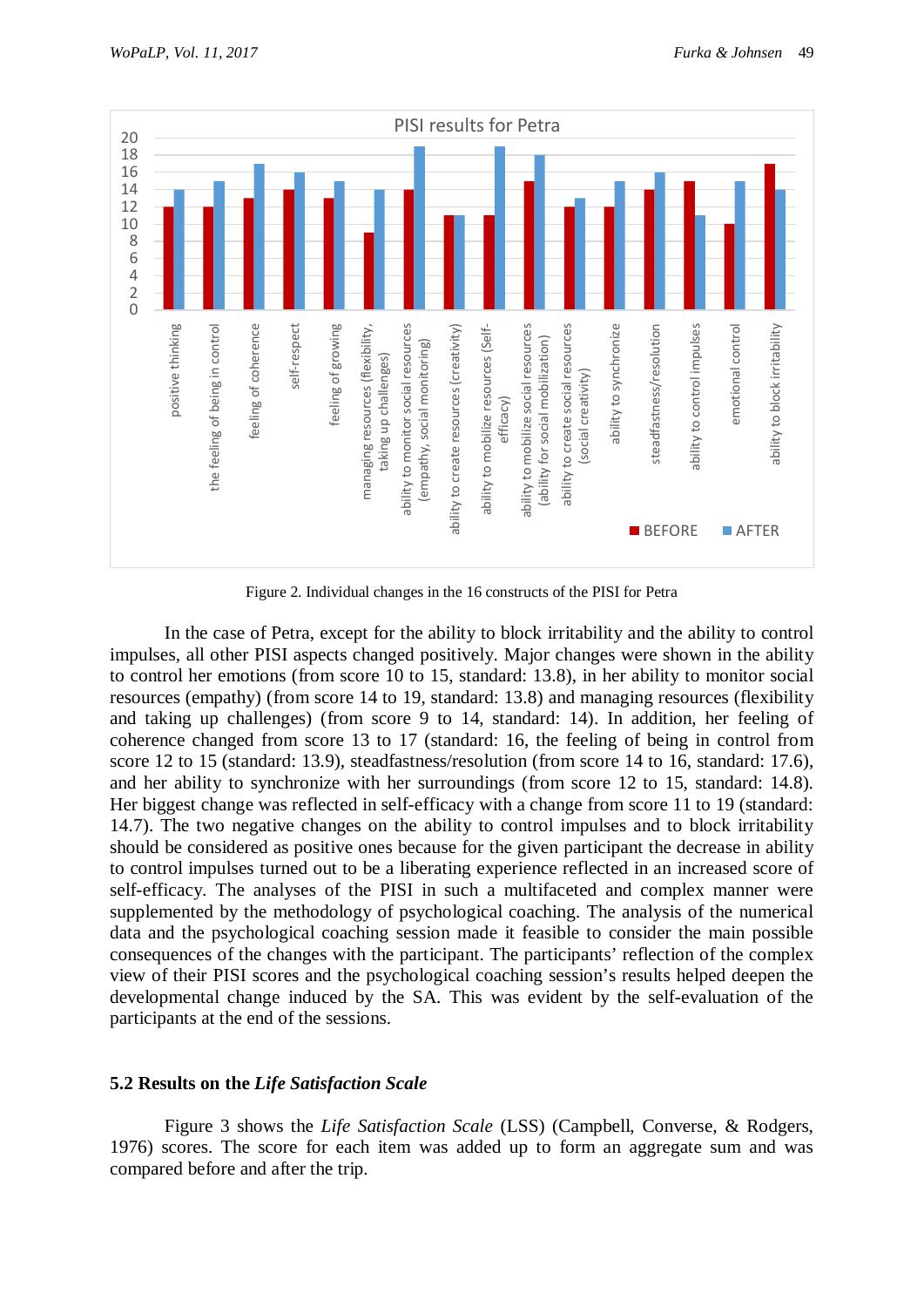Figure 2. Individual changes in the 16 constructs of the PISI for Petra

In the case of Petra, except for the ability to block irritability and the ability to control impulses, all other PISI aspects changed positively. Major changes were shown in the ability to control her emotions (from score 10 to 15, standard: 13.8), in her ability to monitor social resources (empathy) (from score 14 to 19, standard: 13.8) and managing resources (flexibility and taking up challenges) (from score 9 to 14, standard: 14). In addition, her feeling of coherence changed from score 13 to 17 (standard: 16, the feeling of being in control from score 12 to 15 (standard: 13.9), steadfastness/resolution (from score 14 to 16, standard: 17.6), and her ability to synchronize with her surroundings (from score 12 to 15, standard: 14.8). Her biggest change was reflected in self-efficacy with a change from score 11 to 19 (standard: 14.7). The two negative changes on the ability to control impulses and to block irritability should be considered as positive ones because for the given participant the decrease in ability to control impulses turned out to be a liberating experience reflected in an increased score of self-efficacy. The analyses of the PISI in such a multifaceted and complex manner were supplemented by the methodology of psychological coaching. The analysis of the numerical data and the psychological coaching session made it feasible to consider the main possible consequences of the changes with the participant. The participants' reflection of the complex view of their PISI scores and the psychological coaching session's results helped deepen the developmental change induced by the SA. This was evident by the self-evaluation of the participants at the end of the sessions.

### 5.2 Results on the *Life Satisfaction Scale*

Figure 3 shows the *Life Satisfaction Scale* (LSS) (Campbell, Converse, & Rodgers, 1976) scores. The score for each item was added up to form an aggregate sum and was compared before and after the trip.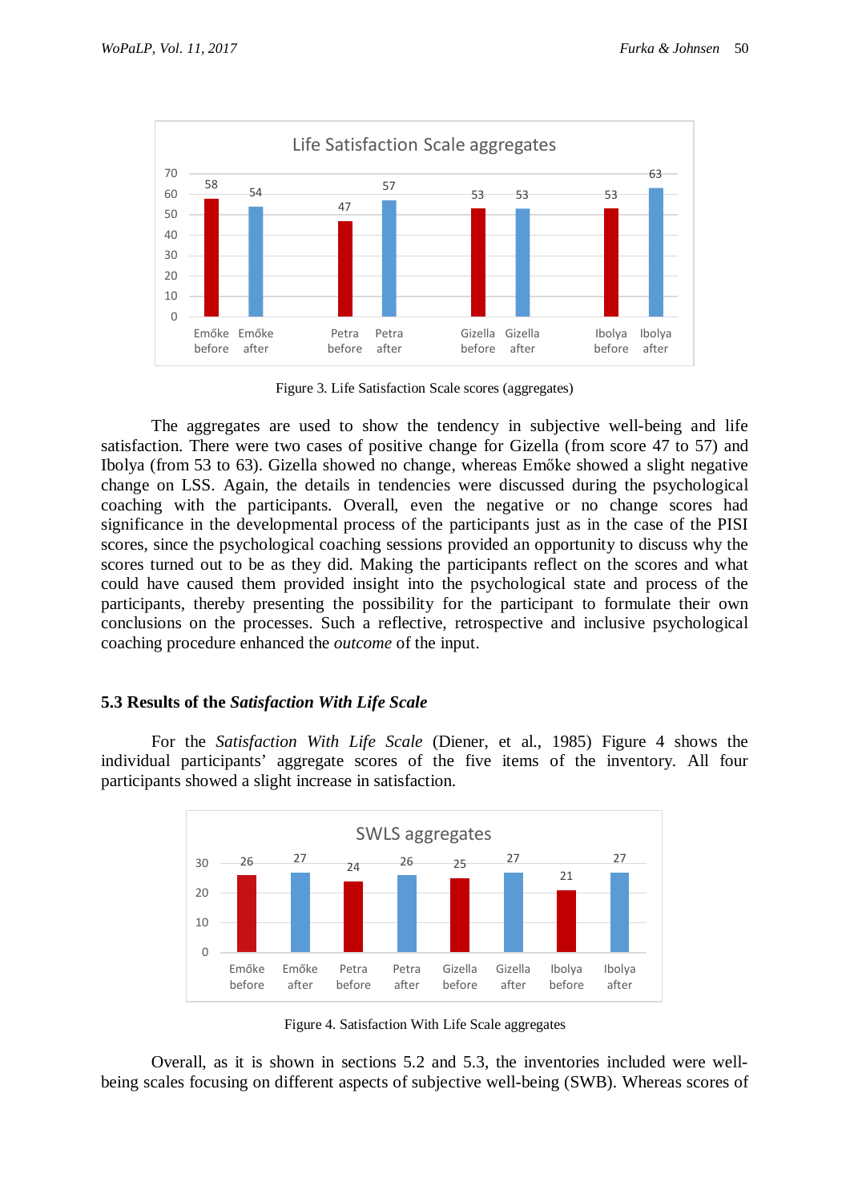Figure 3. Life Satisfaction Scale scores (aggregates)

The aggregates are used to show the tendency in subjective well-being and life satisfaction. There were two cases of positive change for Gizella (from score 47 to 57) and Ibolya (from 53 to 63). Gizella showed no change, whereas Emőke showed a slight negative change on LSS. Again, the details in tendencies were discussed during the psychological coaching with the participants. Overall, even the negative or no change scores had significance in the developmental process of the participants just as in the case of the PISI scores, since the psychological coaching sessions provided an opportunity to discuss why the scores turned out to be as they did. Making the participants reflect on the scores and what could have caused them provided insight into the psychological state and process of the participants, thereby presenting the possibility for the participant to formulate their own conclusions on the processes. Such a reflective, retrospective and inclusive psychological coaching procedure enhanced the *outcome* of the input.

### 5.3 Results of the *Satisfaction With Life Scale*

For the *Satisfaction With Life Scale* (Diener, et al., 1985) Figure 4 shows the individual participants' aggregate scores of the five items of the inventory. All four participants showed a slight increase in satisfaction.

Figure 4. Satisfaction With Life Scale aggregates

Overall, as it is shown in sections 5.2 and 5.3, the inventories included were well-being scales focusing on different aspects of subjective well-being (SWB). Whereas scores of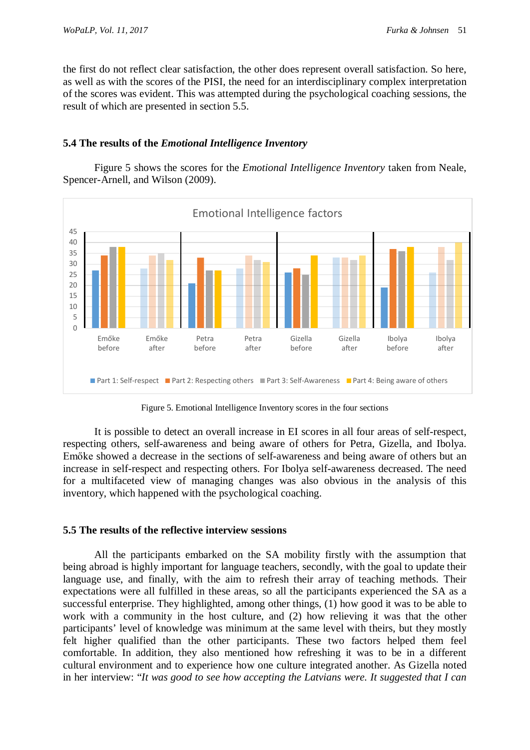the first do not reflect clear satisfaction, the other does represent overall satisfaction. So here, as well as with the scores of the PISI, the need for an interdisciplinary complex interpretation of the scores was evident. This was attempted during the psychological coaching sessions, the result of which are presented in section 5.5.

### 5.4 The results of the *Emotional Intelligence Inventory*

Figure 5 shows the scores for the *Emotional Intelligence Inventory* taken from Neale, Spencer-Arnell, and Wilson (2009).

Figure 5. Emotional Intelligence Inventory scores in the four sections

It is possible to detect an overall increase in EI scores in all four areas of self-respect, respecting others, self-awareness and being aware of others for Petra, Gizella, and Ibolya. Emőke showed a decrease in the sections of self-awareness and being aware of others but an increase in self-respect and respecting others. For Ibolya self-awareness decreased. The need for a multifaceted view of managing changes was also obvious in the analysis of this inventory, which happened with the psychological coaching.

### 5.5 The results of the reflective interview sessions

All the participants embarked on the SA mobility firstly with the assumption that being abroad is highly important for language teachers, secondly, with the goal to update their language use, and finally, with the aim to refresh their array of teaching methods. Their expectations were all fulfilled in these areas, so all the participants experienced the SA as a successful enterprise. They highlighted, among other things, (1) how good it was to be able to work with a community in the host culture, and (2) how relieving it was that the other participants' level of knowledge was minimum at the same level with theirs, but they mostly felt higher qualified than the other participants. These two factors helped them feel comfortable. In addition, they also mentioned how refreshing it was to be in a different cultural environment and to experience how one culture integrated another. As Gizella noted in her interview: "*It was good to see how accepting the Latvians were. It suggested that I can*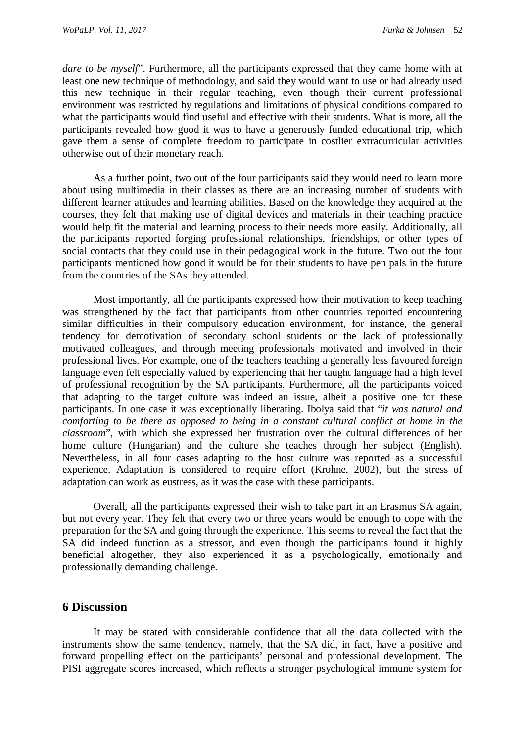*dare to be myself*". Furthermore, all the participants expressed that they came home with at least one new technique of methodology, and said they would want to use or had already used this new technique in their regular teaching, even though their current professional environment was restricted by regulations and limitations of physical conditions compared to what the participants would find useful and effective with their students. What is more, all the participants revealed how good it was to have a generously funded educational trip, which gave them a sense of complete freedom to participate in costlier extracurricular activities otherwise out of their monetary reach.

As a further point, two out of the four participants said they would need to learn more about using multimedia in their classes as there are an increasing number of students with different learner attitudes and learning abilities. Based on the knowledge they acquired at the courses, they felt that making use of digital devices and materials in their teaching practice would help fit the material and learning process to their needs more easily. Additionally, all the participants reported forging professional relationships, friendships, or other types of social contacts that they could use in their pedagogical work in the future. Two out the four participants mentioned how good it would be for their students to have pen pals in the future from the countries of the SAs they attended.

Most importantly, all the participants expressed how their motivation to keep teaching was strengthened by the fact that participants from other countries reported encountering similar difficulties in their compulsory education environment, for instance, the general tendency for demotivation of secondary school students or the lack of professionally motivated colleagues, and through meeting professionals motivated and involved in their professional lives. For example, one of the teachers teaching a generally less favoured foreign language even felt especially valued by experiencing that her taught language had a high level of professional recognition by the SA participants. Furthermore, all the participants voiced that adapting to the target culture was indeed an issue, albeit a positive one for these participants. In one case it was exceptionally liberating. Ibolya said that "*it was natural and comforting to be there as opposed to being in a constant cultural conflict at home in the classroom*", with which she expressed her frustration over the cultural differences of her home culture (Hungarian) and the culture she teaches through her subject (English). Nevertheless, in all four cases adapting to the host culture was reported as a successful experience. Adaptation is considered to require effort (Krohne, 2002), but the stress of adaptation can work as eustress, as it was the case with these participants.

Overall, all the participants expressed their wish to take part in an Erasmus SA again, but not every year. They felt that every two or three years would be enough to cope with the preparation for the SA and going through the experience. This seems to reveal the fact that the SA did indeed function as a stressor, and even though the participants found it highly beneficial altogether, they also experienced it as a psychologically, emotionally and professionally demanding challenge.

## 6 Discussion

It may be stated with considerable confidence that all the data collected with the instruments show the same tendency, namely, that the SA did, in fact, have a positive and forward propelling effect on the participants' personal and professional development. The PISI aggregate scores increased, which reflects a stronger psychological immune system for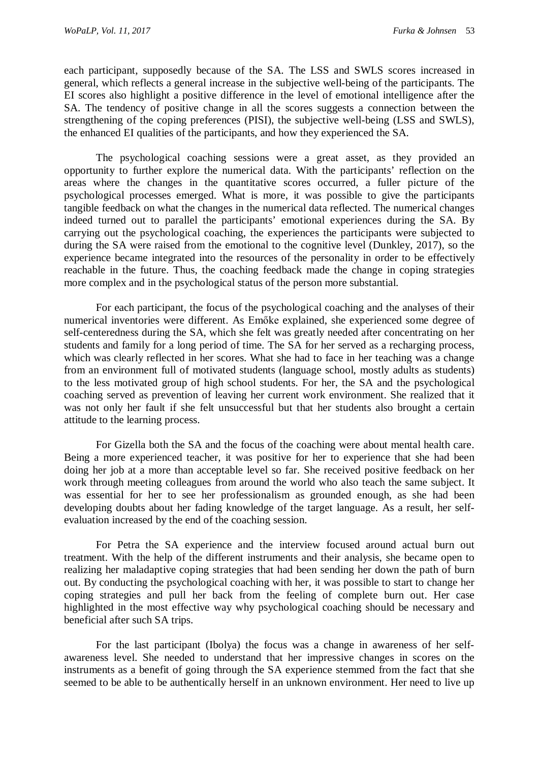each participant, supposedly because of the SA. The LSS and SWLS scores increased in general, which reflects a general increase in the subjective well-being of the participants. The EI scores also highlight a positive difference in the level of emotional intelligence after the SA. The tendency of positive change in all the scores suggests a connection between the strengthening of the coping preferences (PISI), the subjective well-being (LSS and SWLS), the enhanced EI qualities of the participants, and how they experienced the SA.

The psychological coaching sessions were a great asset, as they provided an opportunity to further explore the numerical data. With the participants' reflection on the areas where the changes in the quantitative scores occurred, a fuller picture of the psychological processes emerged. What is more, it was possible to give the participants tangible feedback on what the changes in the numerical data reflected. The numerical changes indeed turned out to parallel the participants' emotional experiences during the SA. By carrying out the psychological coaching, the experiences the participants were subjected to during the SA were raised from the emotional to the cognitive level (Dunkley, 2017), so the experience became integrated into the resources of the personality in order to be effectively reachable in the future. Thus, the coaching feedback made the change in coping strategies more complex and in the psychological status of the person more substantial.

For each participant, the focus of the psychological coaching and the analyses of their numerical inventories were different. As Emőke explained, she experienced some degree of self-centeredness during the SA, which she felt was greatly needed after concentrating on her students and family for a long period of time. The SA for her served as a recharging process, which was clearly reflected in her scores. What she had to face in her teaching was a change from an environment full of motivated students (language school, mostly adults as students) to the less motivated group of high school students. For her, the SA and the psychological coaching served as prevention of leaving her current work environment. She realized that it was not only her fault if she felt unsuccessful but that her students also brought a certain attitude to the learning process.

For Gizella both the SA and the focus of the coaching were about mental health care. Being a more experienced teacher, it was positive for her to experience that she had been doing her job at a more than acceptable level so far. She received positive feedback on her work through meeting colleagues from around the world who also teach the same subject. It was essential for her to see her professionalism as grounded enough, as she had been developing doubts about her fading knowledge of the target language. As a result, her self-evaluation increased by the end of the coaching session.

For Petra the SA experience and the interview focused around actual burn out treatment. With the help of the different instruments and their analysis, she became open to realizing her maladaptive coping strategies that had been sending her down the path of burn out. By conducting the psychological coaching with her, it was possible to start to change her coping strategies and pull her back from the feeling of complete burn out. Her case highlighted in the most effective way why psychological coaching should be necessary and beneficial after such SA trips.

For the last participant (Ibolya) the focus was a change in awareness of her self-awareness level. She needed to understand that her impressive changes in scores on the instruments as a benefit of going through the SA experience stemmed from the fact that she seemed to be able to be authentically herself in an unknown environment. Her need to live up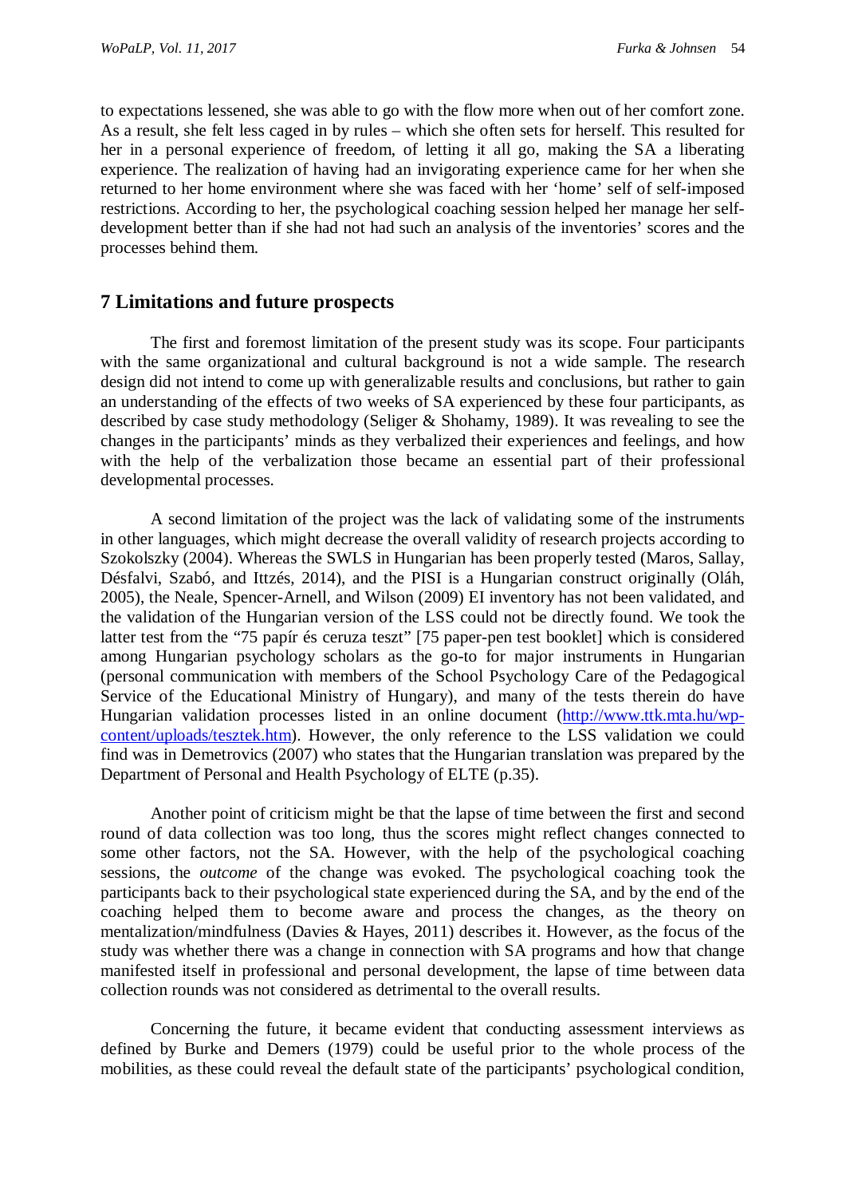to expectations lessened, she was able to go with the flow more when out of her comfort zone. As a result, she felt less caged in by rules – which she often sets for herself. This resulted for her in a personal experience of freedom, of letting it all go, making the SA a liberating experience. The realization of having had an invigorating experience came for her when she returned to her home environment where she was faced with her 'home' self of self-imposed restrictions. According to her, the psychological coaching session helped her manage her self-development better than if she had not had such an analysis of the inventories' scores and the processes behind them.

## 7 Limitations and future prospects

The first and foremost limitation of the present study was its scope. Four participants with the same organizational and cultural background is not a wide sample. The research design did not intend to come up with generalizable results and conclusions, but rather to gain an understanding of the effects of two weeks of SA experienced by these four participants, as described by case study methodology (Seliger & Shohamy, 1989). It was revealing to see the changes in the participants' minds as they verbalized their experiences and feelings, and how with the help of the verbalization those became an essential part of their professional developmental processes.

A second limitation of the project was the lack of validating some of the instruments in other languages, which might decrease the overall validity of research projects according to Szokolszky (2004). Whereas the SWLS in Hungarian has been properly tested (Maros, Sallay, Désfalvi, Szabó, and Ittzés, 2014), and the PISI is a Hungarian construct originally (Oláh, 2005), the Neale, Spencer-Arnell, and Wilson (2009) EI inventory has not been validated, and the validation of the Hungarian version of the LSS could not be directly found. We took the latter test from the "75 papír és ceruza teszt" [75 paper-pen test booklet] which is considered among Hungarian psychology scholars as the go-to for major instruments in Hungarian (personal communication with members of the School Psychology Care of the Pedagogical Service of the Educational Ministry of Hungary), and many of the tests therein do have Hungarian validation processes listed in an online document (http://www.ttk.mta.hu/wp-content/uploads/tesztek.htm). However, the only reference to the LSS validation we could find was in Demetrovics (2007) who states that the Hungarian translation was prepared by the Department of Personal and Health Psychology of ELTE (p.35).

Another point of criticism might be that the lapse of time between the first and second round of data collection was too long, thus the scores might reflect changes connected to some other factors, not the SA. However, with the help of the psychological coaching sessions, the *outcome* of the change was evoked. The psychological coaching took the participants back to their psychological state experienced during the SA, and by the end of the coaching helped them to become aware and process the changes, as the theory on mentalization/mindfulness (Davies & Hayes, 2011) describes it. However, as the focus of the study was whether there was a change in connection with SA programs and how that change manifested itself in professional and personal development, the lapse of time between data collection rounds was not considered as detrimental to the overall results.

Concerning the future, it became evident that conducting assessment interviews as defined by Burke and Demers (1979) could be useful prior to the whole process of the mobilities, as these could reveal the default state of the participants' psychological condition,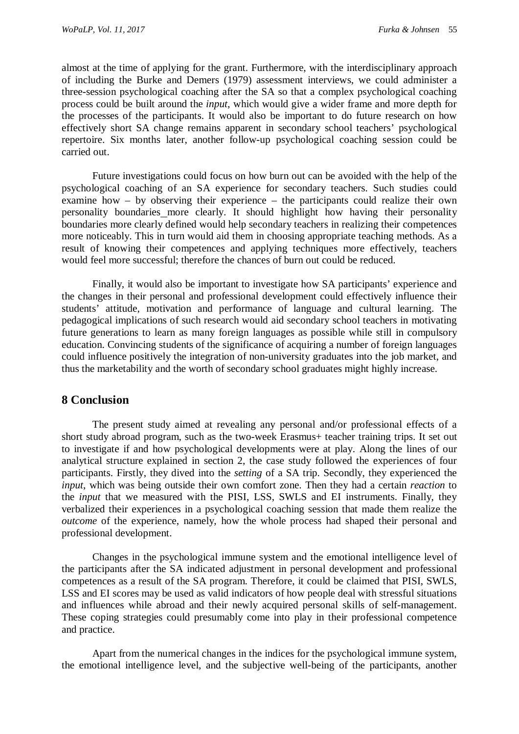almost at the time of applying for the grant. Furthermore, with the interdisciplinary approach of including the Burke and Demers (1979) assessment interviews, we could administer a three-session psychological coaching after the SA so that a complex psychological coaching process could be built around the *input*, which would give a wider frame and more depth for the processes of the participants. It would also be important to do future research on how effectively short SA change remains apparent in secondary school teachers' psychological repertoire. Six months later, another follow-up psychological coaching session could be carried out.

Future investigations could focus on how burn out can be avoided with the help of the psychological coaching of an SA experience for secondary teachers. Such studies could examine how – by observing their experience – the participants could realize their own personality boundaries_more clearly. It should highlight how having their personality boundaries more clearly defined would help secondary teachers in realizing their competences more noticeably. This in turn would aid them in choosing appropriate teaching methods. As a result of knowing their competences and applying techniques more effectively, teachers would feel more successful; therefore the chances of burn out could be reduced.

Finally, it would also be important to investigate how SA participants' experience and the changes in their personal and professional development could effectively influence their students' attitude, motivation and performance of language and cultural learning. The pedagogical implications of such research would aid secondary school teachers in motivating future generations to learn as many foreign languages as possible while still in compulsory education. Convincing students of the significance of acquiring a number of foreign languages could influence positively the integration of non-university graduates into the job market, and thus the marketability and the worth of secondary school graduates might highly increase.

## 8 Conclusion

The present study aimed at revealing any personal and/or professional effects of a short study abroad program, such as the two-week Erasmus+ teacher training trips. It set out to investigate if and how psychological developments were at play. Along the lines of our analytical structure explained in section 2, the case study followed the experiences of four participants. Firstly, they dived into the *setting* of a SA trip. Secondly, they experienced the *input*, which was being outside their own comfort zone. Then they had a certain *reaction* to the *input* that we measured with the PISI, LSS, SWLS and EI instruments. Finally, they verbalized their experiences in a psychological coaching session that made them realize the *outcome* of the experience, namely, how the whole process had shaped their personal and professional development.

Changes in the psychological immune system and the emotional intelligence level of the participants after the SA indicated adjustment in personal development and professional competences as a result of the SA program. Therefore, it could be claimed that PISI, SWLS, LSS and EI scores may be used as valid indicators of how people deal with stressful situations and influences while abroad and their newly acquired personal skills of self-management. These coping strategies could presumably come into play in their professional competence and practice.

Apart from the numerical changes in the indices for the psychological immune system, the emotional intelligence level, and the subjective well-being of the participants, another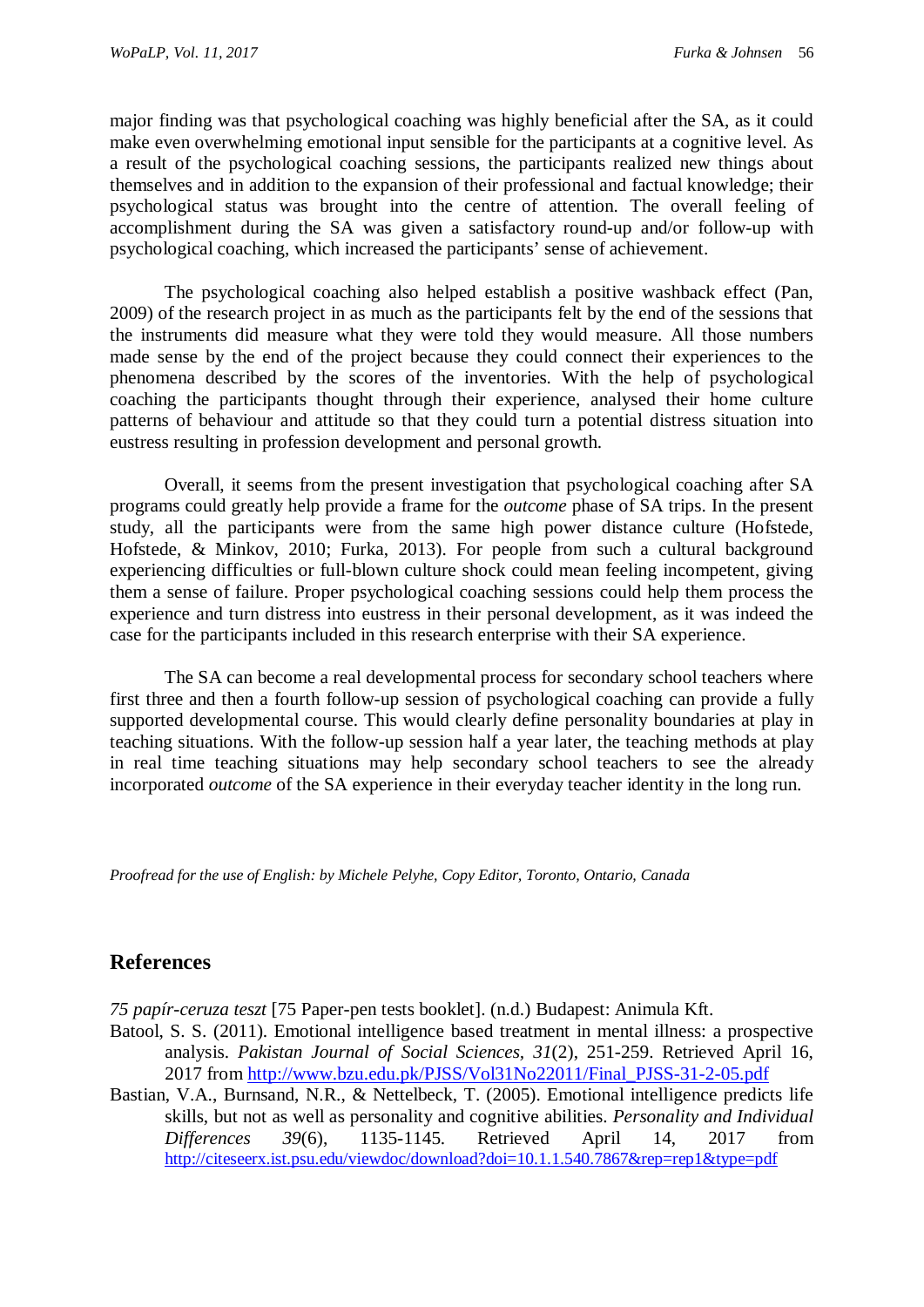major finding was that psychological coaching was highly beneficial after the SA, as it could make even overwhelming emotional input sensible for the participants at a cognitive level. As a result of the psychological coaching sessions, the participants realized new things about themselves and in addition to the expansion of their professional and factual knowledge; their psychological status was brought into the centre of attention. The overall feeling of accomplishment during the SA was given a satisfactory round-up and/or follow-up with psychological coaching, which increased the participants' sense of achievement.

The psychological coaching also helped establish a positive washback effect (Pan, 2009) of the research project in as much as the participants felt by the end of the sessions that the instruments did measure what they were told they would measure. All those numbers made sense by the end of the project because they could connect their experiences to the phenomena described by the scores of the inventories. With the help of psychological coaching the participants thought through their experience, analysed their home culture patterns of behaviour and attitude so that they could turn a potential distress situation into eustress resulting in profession development and personal growth.

Overall, it seems from the present investigation that psychological coaching after SA programs could greatly help provide a frame for the *outcome* phase of SA trips. In the present study, all the participants were from the same high power distance culture (Hofstede, Hofstede, & Minkov, 2010; Furka, 2013). For people from such a cultural background experiencing difficulties or full-blown culture shock could mean feeling incompetent, giving them a sense of failure. Proper psychological coaching sessions could help them process the experience and turn distress into eustress in their personal development, as it was indeed the case for the participants included in this research enterprise with their SA experience.

The SA can become a real developmental process for secondary school teachers where first three and then a fourth follow-up session of psychological coaching can provide a fully supported developmental course. This would clearly define personality boundaries at play in teaching situations. With the follow-up session half a year later, the teaching methods at play in real time teaching situations may help secondary school teachers to see the already incorporated *outcome* of the SA experience in their everyday teacher identity in the long run.

*Proofread for the use of English: by Michele Pelyhe, Copy Editor, Toronto, Ontario, Canada*

## References

*75 papír-ceruza teszt* [75 Paper-pen tests booklet]. (n.d.) Budapest: Animula Kft.

Batool, S. S. (2011). Emotional intelligence based treatment in mental illness: a prospective analysis. *Pakistan Journal of Social Sciences, 31*(2), 251-259. Retrieved April 16, 2017 from http://www.bzu.edu.pk/PJSS/Vol31No22011/Final_PJSS-31-2-05.pdf

Bastian, V.A., Burnsand, N.R., & Nettelbeck, T. (2005). Emotional intelligence predicts life skills, but not as well as personality and cognitive abilities. *Personality and Individual Differences 39*(6), 1135-1145. Retrieved April 14, 2017 from http://citeseerx.ist.psu.edu/viewdoc/download?doi=10.1.1.540.7867&rep=rep1&type=pdf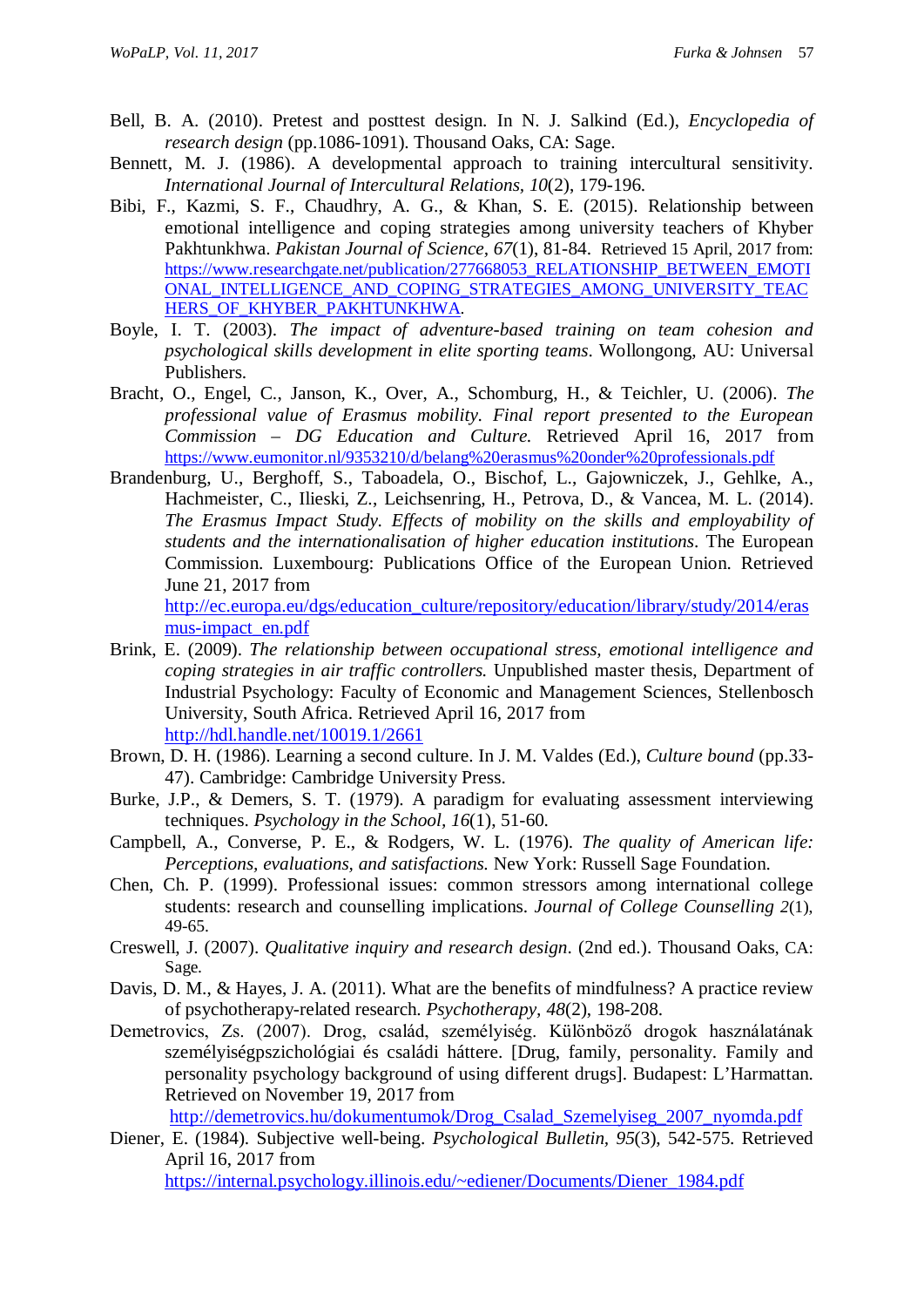Bell, B. A. (2010). Pretest and posttest design. In N. J. Salkind (Ed.), *Encyclopedia of research design* (pp.1086-1091). Thousand Oaks, CA: Sage.

Bennett, M. J. (1986). A developmental approach to training intercultural sensitivity. *International Journal of Intercultural Relations, 10*(2), 179-196.

Bibi, F., Kazmi, S. F., Chaudhry, A. G., & Khan, S. E. (2015). Relationship between emotional intelligence and coping strategies among university teachers of Khyber Pakhtunkhwa. *Pakistan Journal of Science, 67*(1), 81-84. Retrieved 15 April, 2017 from: https://www.researchgate.net/publication/277668053_RELATIONSHIP_BETWEEN_EMOTIONAL_INTELLIGENCE_AND_COPING_STRATEGIES_AMONG_UNIVERSITY_TEACHERS_OF_KHYBER_PAKHTUNKHWA.

Boyle, I. T. (2003). *The impact of adventure-based training on team cohesion and psychological skills development in elite sporting teams*. Wollongong, AU: Universal Publishers.

Bracht, O., Engel, C., Janson, K., Over, A., Schomburg, H., & Teichler, U. (2006). *The professional value of Erasmus mobility. Final report presented to the European Commission – DG Education and Culture.* Retrieved April 16, 2017 from https://www.eumonitor.nl/9353210/d/belang%20erasmus%20onder%20professionals.pdf

Brandenburg, U., Berghoff, S., Taboadela, O., Bischof, L., Gajowniczek, J., Gehlke, A., Hachmeister, C., Ilieski, Z., Leichsenring, H., Petrova, D., & Vancea, M. L. (2014). *The Erasmus Impact Study. Effects of mobility on the skills and employability of students and the internationalisation of higher education institutions*. The European Commission. Luxembourg: Publications Office of the European Union. Retrieved June 21, 2017 from http://ec.europa.eu/dgs/education_culture/repository/education/library/study/2014/erasmus-impact_en.pdf

Brink, E. (2009). *The relationship between occupational stress, emotional intelligence and coping strategies in air traffic controllers.* Unpublished master thesis, Department of Industrial Psychology: Faculty of Economic and Management Sciences, Stellenbosch University, South Africa. Retrieved April 16, 2017 from http://hdl.handle.net/10019.1/2661

Brown, D. H. (1986). Learning a second culture. In J. M. Valdes (Ed.), *Culture bound* (pp.33-47). Cambridge: Cambridge University Press.

Burke, J.P., & Demers, S. T. (1979). A paradigm for evaluating assessment interviewing techniques. *Psychology in the School, 16*(1), 51-60.

Campbell, A., Converse, P. E., & Rodgers, W. L. (1976). *The quality of American life: Perceptions, evaluations, and satisfactions.* New York: Russell Sage Foundation.

Chen, Ch. P. (1999). Professional issues: common stressors among international college students: research and counselling implications. *Journal of College Counselling 2*(1), 49-65.

Creswell, J. (2007). *Qualitative inquiry and research design*. (2nd ed.). Thousand Oaks, CA: Sage.

Davis, D. M., & Hayes, J. A. (2011). What are the benefits of mindfulness? A practice review of psychotherapy-related research. *Psychotherapy, 48*(2), 198-208.

Demetrovics, Zs. (2007). Drog, család, személyiség. Különböző drogok használatának személyiségpszichológiai és családi háttere. [Drug, family, personality. Family and personality psychology background of using different drugs]. Budapest: L'Harmattan. Retrieved on November 19, 2017 from http://demetrovics.hu/dokumentumok/Drog_Csalad_Szemelyiseg_2007_nyomda.pdf

Diener, E. (1984). Subjective well-being. *Psychological Bulletin, 95*(3), 542-575. Retrieved April 16, 2017 from https://internal.psychology.illinois.edu/~ediener/Documents/Diener_1984.pdf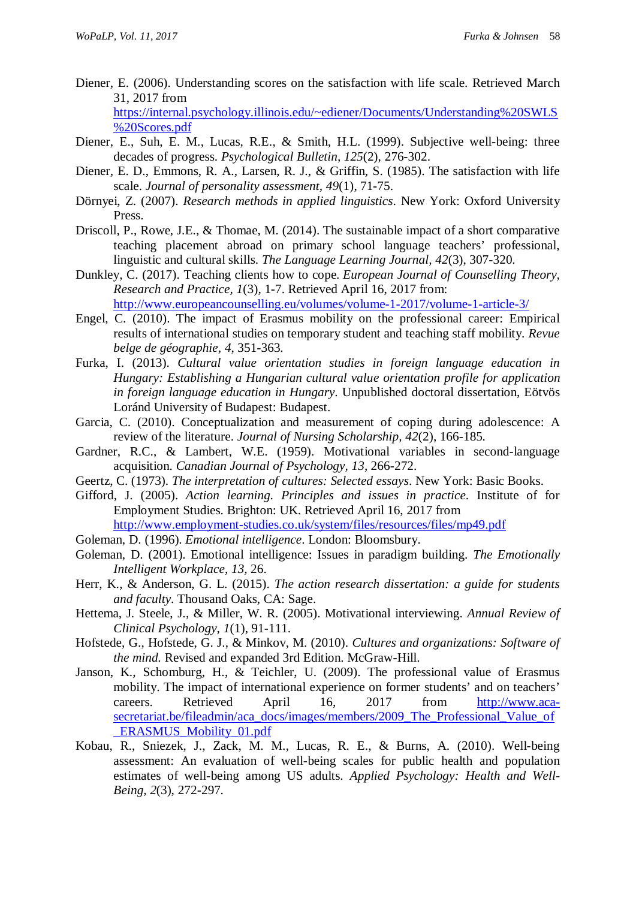Diener, E. (2006). Understanding scores on the satisfaction with life scale. Retrieved March 31, 2017 from https://internal.psychology.illinois.edu/~ediener/Documents/Understanding%20SWLS%20Scores.pdf

Diener, E., Suh, E. M., Lucas, R.E., & Smith, H.L. (1999). Subjective well-being: three decades of progress. *Psychological Bulletin, 125*(2), 276-302.

Diener, E. D., Emmons, R. A., Larsen, R. J., & Griffin, S. (1985). The satisfaction with life scale. *Journal of personality assessment*, *49*(1), 71-75.

Dörnyei, Z. (2007). *Research methods in applied linguistics*. New York: Oxford University Press.

Driscoll, P., Rowe, J.E., & Thomae, M. (2014). The sustainable impact of a short comparative teaching placement abroad on primary school language teachers' professional, linguistic and cultural skills. *The Language Learning Journal, 42*(3), 307-320.

Dunkley, C. (2017). Teaching clients how to cope. *European Journal of Counselling Theory, Research and Practice, 1*(3), 1-7. Retrieved April 16, 2017 from: http://www.europeancounselling.eu/volumes/volume-1-2017/volume-1-article-3/

Engel, C. (2010). The impact of Erasmus mobility on the professional career: Empirical results of international studies on temporary student and teaching staff mobility. *Revue belge de géographie*, *4*, 351-363.

Furka, I. (2013). *Cultural value orientation studies in foreign language education in Hungary: Establishing a Hungarian cultural value orientation profile for application in foreign language education in Hungary*. Unpublished doctoral dissertation, Eötvös Loránd University of Budapest: Budapest.

Garcia, C. (2010). Conceptualization and measurement of coping during adolescence: A review of the literature. *Journal of Nursing Scholarship, 42*(2), 166-185.

Gardner, R.C., & Lambert, W.E. (1959). Motivational variables in second-language acquisition. *Canadian Journal of Psychology*, *13,* 266-272.

Geertz, C. (1973). *The interpretation of cultures: Selected essays*. New York: Basic Books.

Gifford, J. (2005). *Action learning. Principles and issues in practice*. Institute of for Employment Studies. Brighton: UK. Retrieved April 16, 2017 from http://www.employment-studies.co.uk/system/files/resources/files/mp49.pdf

Goleman, D. (1996). *Emotional intelligence*. London: Bloomsbury.

Goleman, D. (2001). Emotional intelligence: Issues in paradigm building. *The Emotionally Intelligent Workplace, 13,* 26.

Herr, K., & Anderson, G. L. (2015). *The action research dissertation: a guide for students and faculty*. Thousand Oaks, CA: Sage.

Hettema, J. Steele, J., & Miller, W. R. (2005). Motivational interviewing. *Annual Review of Clinical Psychology, 1*(1), 91-111.

Hofstede, G., Hofstede, G. J., & Minkov, M. (2010). *Cultures and organizations: Software of the mind.* Revised and expanded 3rd Edition. McGraw-Hill.

Janson, K., Schomburg, H., & Teichler, U. (2009). The professional value of Erasmus mobility. The impact of international experience on former students' and on teachers' careers. Retrieved April 16, 2017 from http://www.aca-secretariat.be/fileadmin/aca_docs/images/members/2009_The_Professional_Value_of_ERASMUS_Mobility_01.pdf

Kobau, R., Sniezek, J., Zack, M. M., Lucas, R. E., & Burns, A. (2010). Well-being assessment: An evaluation of well-being scales for public health and population estimates of well-being among US adults. *Applied Psychology: Health and Well-Being, 2*(3), 272-297.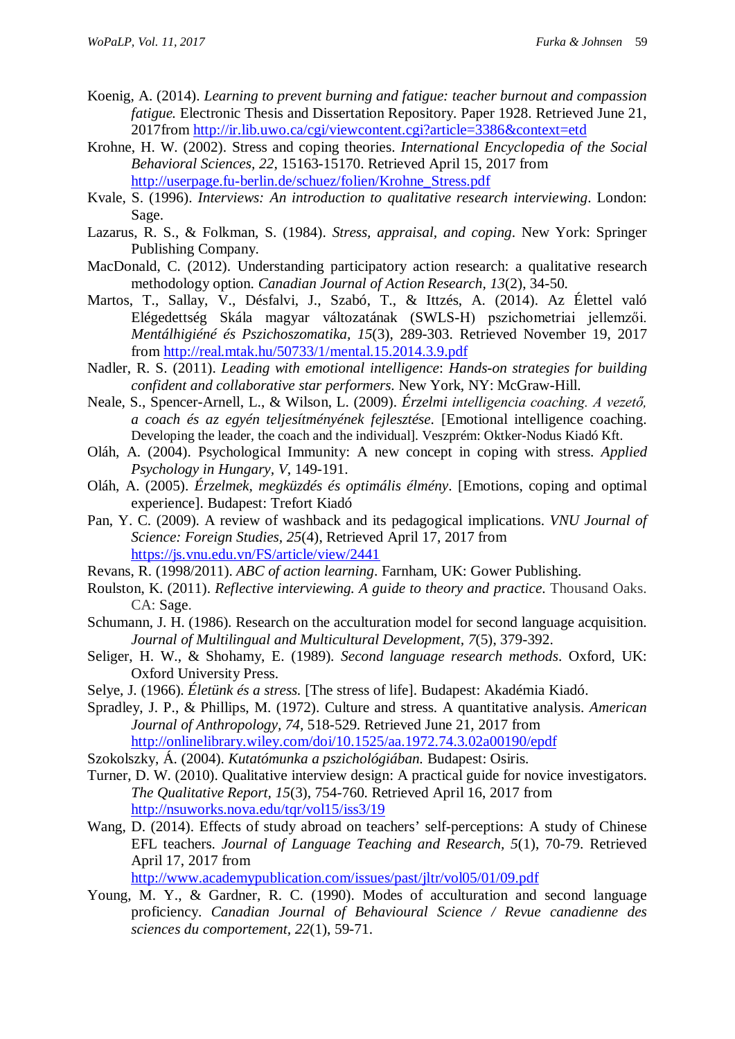Koenig, A. (2014). *Learning to prevent burning and fatigue: teacher burnout and compassion fatigue.* Electronic Thesis and Dissertation Repository. Paper 1928. Retrieved June 21, 2017from http://ir.lib.uwo.ca/cgi/viewcontent.cgi?article=3386&context=etd

Krohne, H. W. (2002). Stress and coping theories. *International Encyclopedia of the Social Behavioral Sciences, 22,* 15163-15170. Retrieved April 15, 2017 from http://userpage.fu-berlin.de/schuez/folien/Krohne_Stress.pdf

Kvale, S. (1996). *Interviews: An introduction to qualitative research interviewing*. London: Sage.

Lazarus, R. S., & Folkman, S. (1984). *Stress, appraisal, and coping*. New York: Springer Publishing Company.

MacDonald, C. (2012). Understanding participatory action research: a qualitative research methodology option. *Canadian Journal of Action Research*, *13*(2), 34-50.

Martos, T., Sallay, V., Désfalvi, J., Szabó, T., & Ittzés, A. (2014). Az Élettel való Elégedettség Skála magyar változatának (SWLS-H) pszichometriai jellemzői. *Mentálhigiéné és Pszichoszomatika, 15*(3), 289-303. Retrieved November 19, 2017 from http://real.mtak.hu/50733/1/mental.15.2014.3.9.pdf

Nadler, R. S. (2011). *Leading with emotional intelligence*: *Hands-on strategies for building confident and collaborative star performers*. New York, NY: McGraw-Hill.

Neale, S., Spencer-Arnell, L., & Wilson, L. (2009). *Érzelmi intelligencia coaching. A vezető, a coach és az egyén teljesítményének fejlesztése*. [Emotional intelligence coaching. Developing the leader, the coach and the individual]. Veszprém: Oktker-Nodus Kiadó Kft.

Oláh, A. (2004). Psychological Immunity: A new concept in coping with stress. *Applied Psychology in Hungary, V*, 149-191.

Oláh, A. (2005). *Érzelmek, megküzdés és optimális élmény*. [Emotions, coping and optimal experience]. Budapest: Trefort Kiadó

Pan, Y. C. (2009). A review of washback and its pedagogical implications. *VNU Journal of Science: Foreign Studies, 25*(4), Retrieved April 17, 2017 from https://js.vnu.edu.vn/FS/article/view/2441

Revans, R. (1998/2011). *ABC of action learning*. Farnham, UK: Gower Publishing.

Roulston, K. (2011). *Reflective interviewing. A guide to theory and practice*. Thousand Oaks. CA: Sage.

Schumann, J. H. (1986). Research on the acculturation model for second language acquisition. *Journal of Multilingual and Multicultural Development, 7*(5), 379-392.

Seliger, H. W., & Shohamy, E. (1989). *Second language research methods*. Oxford, UK: Oxford University Press.

Selye, J. (1966). *Életünk és a stress.* [The stress of life]. Budapest: Akadémia Kiadó.

Spradley, J. P., & Phillips, M. (1972). Culture and stress. A quantitative analysis. *American Journal of Anthropology, 74,* 518-529. Retrieved June 21, 2017 from http://onlinelibrary.wiley.com/doi/10.1525/aa.1972.74.3.02a00190/epdf

Szokolszky, Á. (2004). *Kutatómunka a pszichológiában.* Budapest: Osiris.

Turner, D. W. (2010). Qualitative interview design: A practical guide for novice investigators. *The Qualitative Report, 15*(3), 754-760. Retrieved April 16, 2017 from http://nsuworks.nova.edu/tqr/vol15/iss3/19

Wang, D. (2014). Effects of study abroad on teachers' self-perceptions: A study of Chinese EFL teachers. *Journal of Language Teaching and Research, 5*(1), 70-79. Retrieved April 17, 2017 from http://www.academypublication.com/issues/past/jltr/vol05/01/09.pdf

Young, M. Y., & Gardner, R. C. (1990). Modes of acculturation and second language proficiency. *Canadian Journal of Behavioural Science / Revue canadienne des sciences du comportement, 22*(1), 59-71.